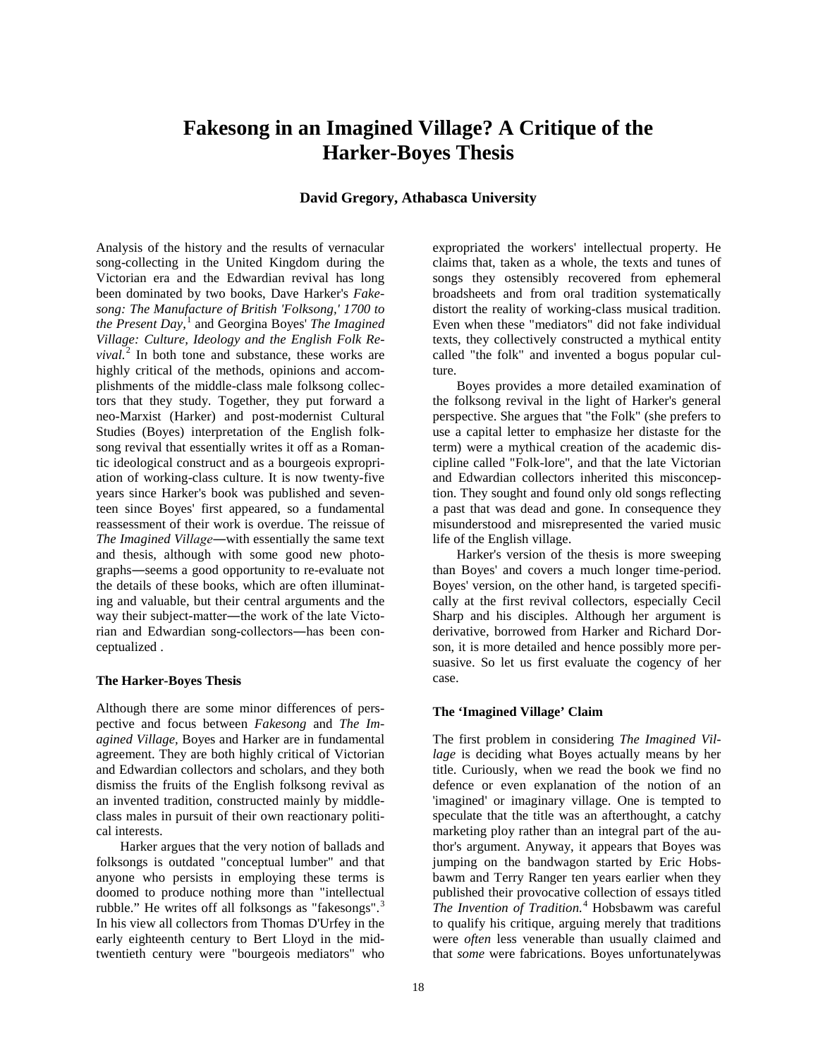# Fakesong in an Imagined Village? A Critique of the Harker-Boyes Thesis

**David Gregory, Athabasca University**

Analysis of the history and the results of vernacular song-collecting in the United Kingdom during the Victorian era and the Edwardian revival has long been dominated by two books, Dave Harker's *Fakesong: The Manufacture of British 'Folksong,' 1700 to the Present Day*,[1] and Georgina Boyes' *The Imagined Village: Culture, Ideology and the English Folk Revival.*[2] In both tone and substance, these works are highly critical of the methods, opinions and accomplishments of the middle-class male folksong collectors that they study. Together, they put forward a neo-Marxist (Harker) and post-modernist Cultural Studies (Boyes) interpretation of the English folksong revival that essentially writes it off as a Romantic ideological construct and as a bourgeois expropriation of working-class culture. It is now twenty-five years since Harker's book was published and seventeen since Boyes' first appeared, so a fundamental reassessment of their work is overdue. The reissue of *The Imagined Village*―with essentially the same text and thesis, although with some good new photographs―seems a good opportunity to re-evaluate not the details of these books, which are often illuminating and valuable, but their central arguments and the way their subject-matter―the work of the late Victorian and Edwardian song-collectors―has been conceptualized .

### The Harker-Boyes Thesis

Although there are some minor differences of perspective and focus between *Fakesong* and *The Imagined Village*, Boyes and Harker are in fundamental agreement. They are both highly critical of Victorian and Edwardian collectors and scholars, and they both dismiss the fruits of the English folksong revival as an invented tradition, constructed mainly by middle-class males in pursuit of their own reactionary political interests.

Harker argues that the very notion of ballads and folksongs is outdated "conceptual lumber" and that anyone who persists in employing these terms is doomed to produce nothing more than "intellectual rubble." He writes off all folksongs as "fakesongs".[3] In his view all collectors from Thomas D'Urfey in the early eighteenth century to Bert Lloyd in the mid-twentieth century were "bourgeois mediators" who expropriated the workers' intellectual property. He claims that, taken as a whole, the texts and tunes of songs they ostensibly recovered from ephemeral broadsheets and from oral tradition systematically distort the reality of working-class musical tradition. Even when these "mediators" did not fake individual texts, they collectively constructed a mythical entity called "the folk" and invented a bogus popular culture.

Boyes provides a more detailed examination of the folksong revival in the light of Harker's general perspective. She argues that "the Folk" (she prefers to use a capital letter to emphasize her distaste for the term) were a mythical creation of the academic discipline called "Folk-lore", and that the late Victorian and Edwardian collectors inherited this misconception. They sought and found only old songs reflecting a past that was dead and gone. In consequence they misunderstood and misrepresented the varied music life of the English village.

Harker's version of the thesis is more sweeping than Boyes' and covers a much longer time-period. Boyes' version, on the other hand, is targeted specifically at the first revival collectors, especially Cecil Sharp and his disciples. Although her argument is derivative, borrowed from Harker and Richard Dorson, it is more detailed and hence possibly more persuasive. So let us first evaluate the cogency of her case.

### The 'Imagined Village' Claim

The first problem in considering *The Imagined Village* is deciding what Boyes actually means by her title. Curiously, when we read the book we find no defence or even explanation of the notion of an 'imagined' or imaginary village. One is tempted to speculate that the title was an afterthought, a catchy marketing ploy rather than an integral part of the author's argument. Anyway, it appears that Boyes was jumping on the bandwagon started by Eric Hobsbawm and Terry Ranger ten years earlier when they published their provocative collection of essays titled *The Invention of Tradition.*[4] Hobsbawm was careful to qualify his critique, arguing merely that traditions were *often* less venerable than usually claimed and that *some* were fabrications. Boyes unfortunatelywas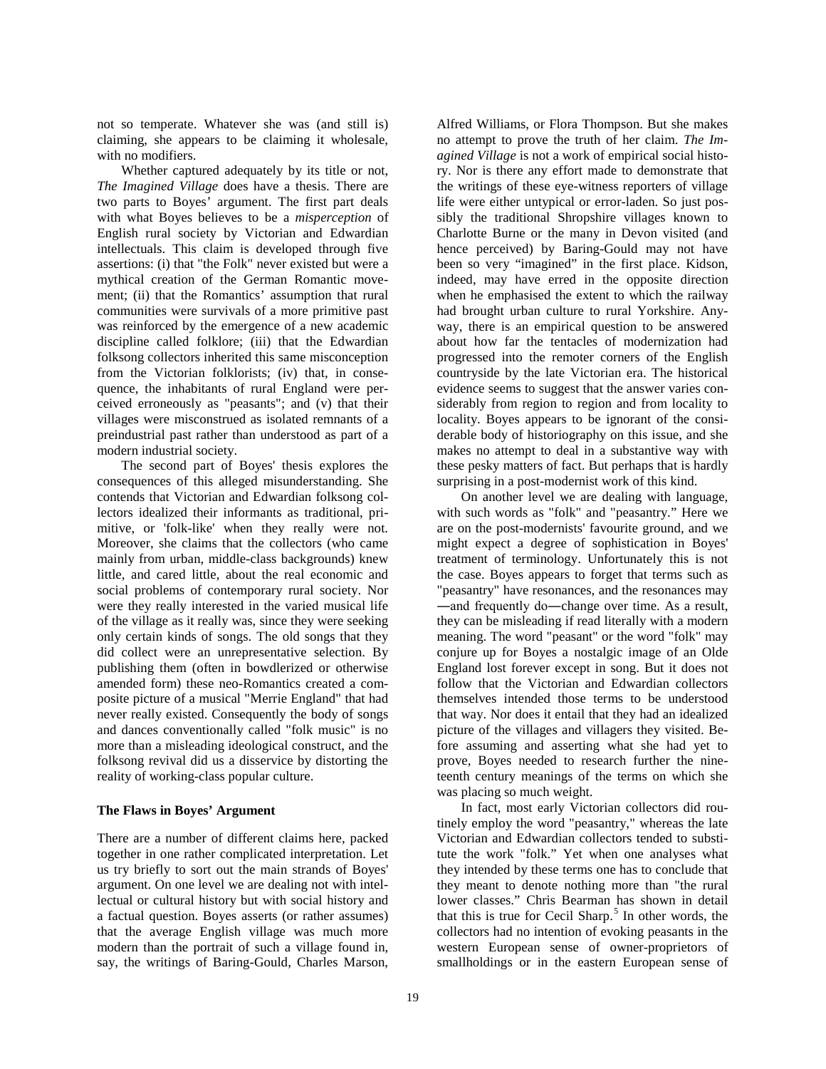not so temperate. Whatever she was (and still is) claiming, she appears to be claiming it wholesale, with no modifiers.

Whether captured adequately by its title or not, *The Imagined Village* does have a thesis. There are two parts to Boyes' argument. The first part deals with what Boyes believes to be a *misperception* of English rural society by Victorian and Edwardian intellectuals. This claim is developed through five assertions: (i) that "the Folk" never existed but were a mythical creation of the German Romantic movement; (ii) that the Romantics' assumption that rural communities were survivals of a more primitive past was reinforced by the emergence of a new academic discipline called folklore; (iii) that the Edwardian folksong collectors inherited this same misconception from the Victorian folklorists; (iv) that, in consequence, the inhabitants of rural England were perceived erroneously as "peasants"; and (v) that their villages were misconstrued as isolated remnants of a preindustrial past rather than understood as part of a modern industrial society.

The second part of Boyes' thesis explores the consequences of this alleged misunderstanding. She contends that Victorian and Edwardian folksong collectors idealized their informants as traditional, primitive, or 'folk-like' when they really were not. Moreover, she claims that the collectors (who came mainly from urban, middle-class backgrounds) knew little, and cared little, about the real economic and social problems of contemporary rural society. Nor were they really interested in the varied musical life of the village as it really was, since they were seeking only certain kinds of songs. The old songs that they did collect were an unrepresentative selection. By publishing them (often in bowdlerized or otherwise amended form) these neo-Romantics created a composite picture of a musical "Merrie England" that had never really existed. Consequently the body of songs and dances conventionally called "folk music" is no more than a misleading ideological construct, and the folksong revival did us a disservice by distorting the reality of working-class popular culture.

**The Flaws in Boyes' Argument**

There are a number of different claims here, packed together in one rather complicated interpretation. Let us try briefly to sort out the main strands of Boyes' argument. On one level we are dealing not with intellectual or cultural history but with social history and a factual question. Boyes asserts (or rather assumes) that the average English village was much more modern than the portrait of such a village found in, say, the writings of Baring-Gould, Charles Marson, Alfred Williams, or Flora Thompson. But she makes no attempt to prove the truth of her claim. *The Imagined Village* is not a work of empirical social history. Nor is there any effort made to demonstrate that the writings of these eye-witness reporters of village life were either untypical or error-laden. So just possibly the traditional Shropshire villages known to Charlotte Burne or the many in Devon visited (and hence perceived) by Baring-Gould may not have been so very "imagined" in the first place. Kidson, indeed, may have erred in the opposite direction when he emphasised the extent to which the railway had brought urban culture to rural Yorkshire. Anyway, there is an empirical question to be answered about how far the tentacles of modernization had progressed into the remoter corners of the English countryside by the late Victorian era. The historical evidence seems to suggest that the answer varies considerably from region to region and from locality to locality. Boyes appears to be ignorant of the considerable body of historiography on this issue, and she makes no attempt to deal in a substantive way with these pesky matters of fact. But perhaps that is hardly surprising in a post-modernist work of this kind.

On another level we are dealing with language, with such words as "folk" and "peasantry." Here we are on the post-modernists' favourite ground, and we might expect a degree of sophistication in Boyes' treatment of terminology. Unfortunately this is not the case. Boyes appears to forget that terms such as "peasantry" have resonances, and the resonances may —and frequently do—change over time. As a result, they can be misleading if read literally with a modern meaning. The word "peasant" or the word "folk" may conjure up for Boyes a nostalgic image of an Olde England lost forever except in song. But it does not follow that the Victorian and Edwardian collectors themselves intended those terms to be understood that way. Nor does it entail that they had an idealized picture of the villages and villagers they visited. Before assuming and asserting what she had yet to prove, Boyes needed to research further the nineteenth century meanings of the terms on which she was placing so much weight.

In fact, most early Victorian collectors did routinely employ the word "peasantry," whereas the late Victorian and Edwardian collectors tended to substitute the work "folk." Yet when one analyses what they intended by these terms one has to conclude that they meant to denote nothing more than "the rural lower classes." Chris Bearman has shown in detail that this is true for Cecil Sharp.[5] In other words, the collectors had no intention of evoking peasants in the western European sense of owner-proprietors of smallholdings or in the eastern European sense of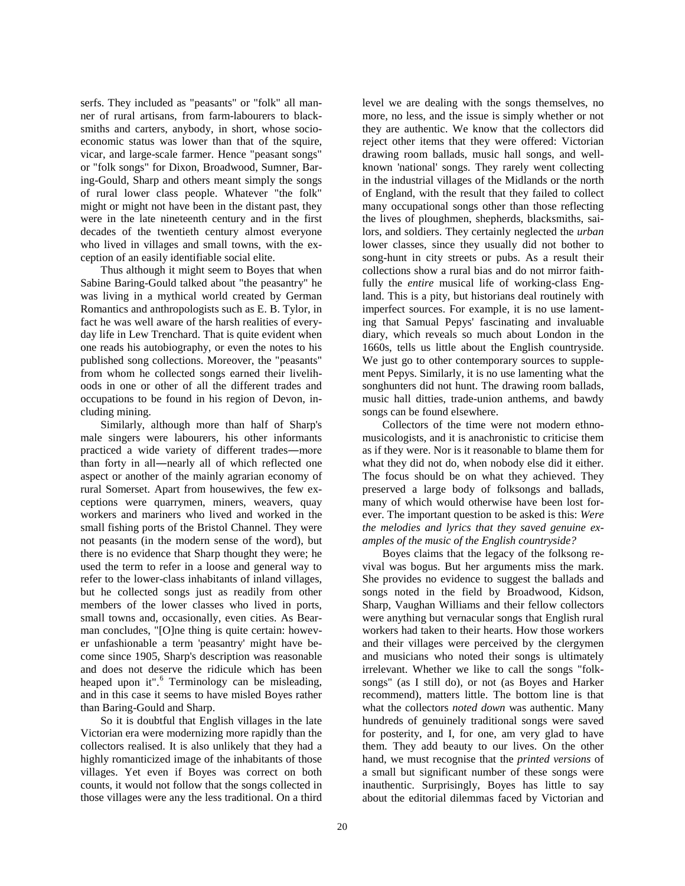serfs. They included as "peasants" or "folk" all manner of rural artisans, from farm-labourers to blacksmiths and carters, anybody, in short, whose socio-economic status was lower than that of the squire, vicar, and large-scale farmer. Hence "peasant songs" or "folk songs" for Dixon, Broadwood, Sumner, Baring-Gould, Sharp and others meant simply the songs of rural lower class people. Whatever "the folk" might or might not have been in the distant past, they were in the late nineteenth century and in the first decades of the twentieth century almost everyone who lived in villages and small towns, with the exception of an easily identifiable social elite.

Thus although it might seem to Boyes that when Sabine Baring-Gould talked about "the peasantry" he was living in a mythical world created by German Romantics and anthropologists such as E. B. Tylor, in fact he was well aware of the harsh realities of everyday life in Lew Trenchard. That is quite evident when one reads his autobiography, or even the notes to his published song collections. Moreover, the "peasants" from whom he collected songs earned their livelihoods in one or other of all the different trades and occupations to be found in his region of Devon, including mining.

Similarly, although more than half of Sharp's male singers were labourers, his other informants practiced a wide variety of different trades—more than forty in all—nearly all of which reflected one aspect or another of the mainly agrarian economy of rural Somerset. Apart from housewives, the few exceptions were quarrymen, miners, weavers, quay workers and mariners who lived and worked in the small fishing ports of the Bristol Channel. They were not peasants (in the modern sense of the word), but there is no evidence that Sharp thought they were; he used the term to refer in a loose and general way to refer to the lower-class inhabitants of inland villages, but he collected songs just as readily from other members of the lower classes who lived in ports, small towns and, occasionally, even cities. As Bearman concludes, "[O]ne thing is quite certain: however unfashionable a term 'peasantry' might have become since 1905, Sharp's description was reasonable and does not deserve the ridicule which has been heaped upon it".[6] Terminology can be misleading, and in this case it seems to have misled Boyes rather than Baring-Gould and Sharp.

So it is doubtful that English villages in the late Victorian era were modernizing more rapidly than the collectors realised. It is also unlikely that they had a highly romanticized image of the inhabitants of those villages. Yet even if Boyes was correct on both counts, it would not follow that the songs collected in those villages were any the less traditional. On a third level we are dealing with the songs themselves, no more, no less, and the issue is simply whether or not they are authentic. We know that the collectors did reject other items that they were offered: Victorian drawing room ballads, music hall songs, and well-known 'national' songs. They rarely went collecting in the industrial villages of the Midlands or the north of England, with the result that they failed to collect many occupational songs other than those reflecting the lives of ploughmen, shepherds, blacksmiths, sailors, and soldiers. They certainly neglected the *urban* lower classes, since they usually did not bother to song-hunt in city streets or pubs. As a result their collections show a rural bias and do not mirror faithfully the *entire* musical life of working-class England. This is a pity, but historians deal routinely with imperfect sources. For example, it is no use lamenting that Samual Pepys' fascinating and invaluable diary, which reveals so much about London in the 1660s, tells us little about the English countryside. We just go to other contemporary sources to supplement Pepys. Similarly, it is no use lamenting what the songhunters did not hunt. The drawing room ballads, music hall ditties, trade-union anthems, and bawdy songs can be found elsewhere.

Collectors of the time were not modern ethnomusicologists, and it is anachronistic to criticise them as if they were. Nor is it reasonable to blame them for what they did not do, when nobody else did it either. The focus should be on what they achieved. They preserved a large body of folksongs and ballads, many of which would otherwise have been lost forever. The important question to be asked is this: *Were the melodies and lyrics that they saved genuine examples of the music of the English countryside?*

Boyes claims that the legacy of the folksong revival was bogus. But her arguments miss the mark. She provides no evidence to suggest the ballads and songs noted in the field by Broadwood, Kidson, Sharp, Vaughan Williams and their fellow collectors were anything but vernacular songs that English rural workers had taken to their hearts. How those workers and their villages were perceived by the clergymen and musicians who noted their songs is ultimately irrelevant. Whether we like to call the songs "folksongs" (as I still do), or not (as Boyes and Harker recommend), matters little. The bottom line is that what the collectors *noted down* was authentic. Many hundreds of genuinely traditional songs were saved for posterity, and I, for one, am very glad to have them. They add beauty to our lives. On the other hand, we must recognise that the *printed versions* of a small but significant number of these songs were inauthentic. Surprisingly, Boyes has little to say about the editorial dilemmas faced by Victorian and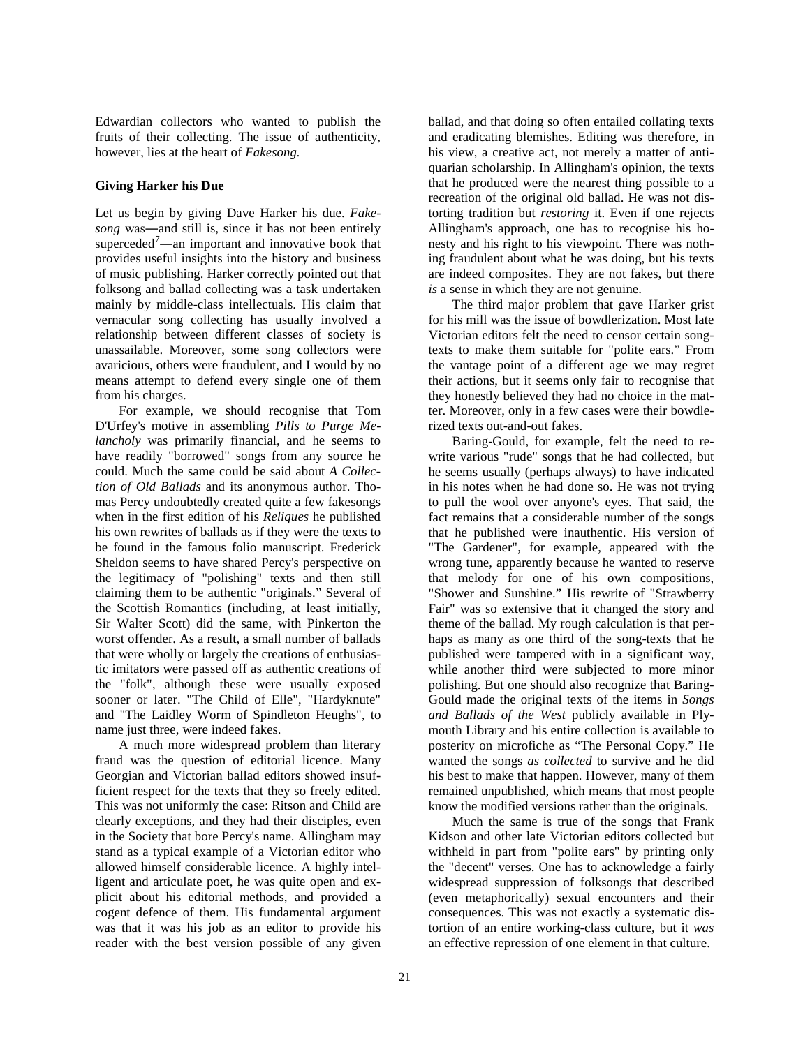Edwardian collectors who wanted to publish the fruits of their collecting. The issue of authenticity, however, lies at the heart of *Fakesong.*

**Giving Harker his Due**

Let us begin by giving Dave Harker his due. *Fakesong* was—and still is, since it has not been entirely superceded[7]—an important and innovative book that provides useful insights into the history and business of music publishing. Harker correctly pointed out that folksong and ballad collecting was a task undertaken mainly by middle-class intellectuals. His claim that vernacular song collecting has usually involved a relationship between different classes of society is unassailable. Moreover, some song collectors were avaricious, others were fraudulent, and I would by no means attempt to defend every single one of them from his charges.

For example, we should recognise that Tom D'Urfey's motive in assembling *Pills to Purge Melancholy* was primarily financial, and he seems to have readily "borrowed" songs from any source he could. Much the same could be said about *A Collection of Old Ballads* and its anonymous author. Thomas Percy undoubtedly created quite a few fakesongs when in the first edition of his *Reliques* he published his own rewrites of ballads as if they were the texts to be found in the famous folio manuscript. Frederick Sheldon seems to have shared Percy's perspective on the legitimacy of "polishing" texts and then still claiming them to be authentic "originals." Several of the Scottish Romantics (including, at least initially, Sir Walter Scott) did the same, with Pinkerton the worst offender. As a result, a small number of ballads that were wholly or largely the creations of enthusiastic imitators were passed off as authentic creations of the "folk", although these were usually exposed sooner or later. "The Child of Elle", "Hardyknute" and "The Laidley Worm of Spindleton Heughs", to name just three, were indeed fakes.

A much more widespread problem than literary fraud was the question of editorial licence. Many Georgian and Victorian ballad editors showed insufficient respect for the texts that they so freely edited. This was not uniformly the case: Ritson and Child are clearly exceptions, and they had their disciples, even in the Society that bore Percy's name. Allingham may stand as a typical example of a Victorian editor who allowed himself considerable licence. A highly intelligent and articulate poet, he was quite open and explicit about his editorial methods, and provided a cogent defence of them. His fundamental argument was that it was his job as an editor to provide his reader with the best version possible of any given ballad, and that doing so often entailed collating texts and eradicating blemishes. Editing was therefore, in his view, a creative act, not merely a matter of antiquarian scholarship. In Allingham's opinion, the texts that he produced were the nearest thing possible to a recreation of the original old ballad. He was not distorting tradition but *restoring* it. Even if one rejects Allingham's approach, one has to recognise his honesty and his right to his viewpoint. There was nothing fraudulent about what he was doing, but his texts are indeed composites. They are not fakes, but there *is* a sense in which they are not genuine.

The third major problem that gave Harker grist for his mill was the issue of bowdlerization. Most late Victorian editors felt the need to censor certain song-texts to make them suitable for "polite ears." From the vantage point of a different age we may regret their actions, but it seems only fair to recognise that they honestly believed they had no choice in the matter. Moreover, only in a few cases were their bowdlerized texts out-and-out fakes.

Baring-Gould, for example, felt the need to rewrite various "rude" songs that he had collected, but he seems usually (perhaps always) to have indicated in his notes when he had done so. He was not trying to pull the wool over anyone's eyes. That said, the fact remains that a considerable number of the songs that he published were inauthentic. His version of "The Gardener", for example, appeared with the wrong tune, apparently because he wanted to reserve that melody for one of his own compositions, "Shower and Sunshine." His rewrite of "Strawberry Fair" was so extensive that it changed the story and theme of the ballad. My rough calculation is that perhaps as many as one third of the song-texts that he published were tampered with in a significant way, while another third were subjected to more minor polishing. But one should also recognize that Baring-Gould made the original texts of the items in *Songs and Ballads of the West* publicly available in Plymouth Library and his entire collection is available to posterity on microfiche as "The Personal Copy." He wanted the songs *as collected* to survive and he did his best to make that happen. However, many of them remained unpublished, which means that most people know the modified versions rather than the originals.

Much the same is true of the songs that Frank Kidson and other late Victorian editors collected but withheld in part from "polite ears" by printing only the "decent" verses. One has to acknowledge a fairly widespread suppression of folksongs that described (even metaphorically) sexual encounters and their consequences. This was not exactly a systematic distortion of an entire working-class culture, but it *was* an effective repression of one element in that culture.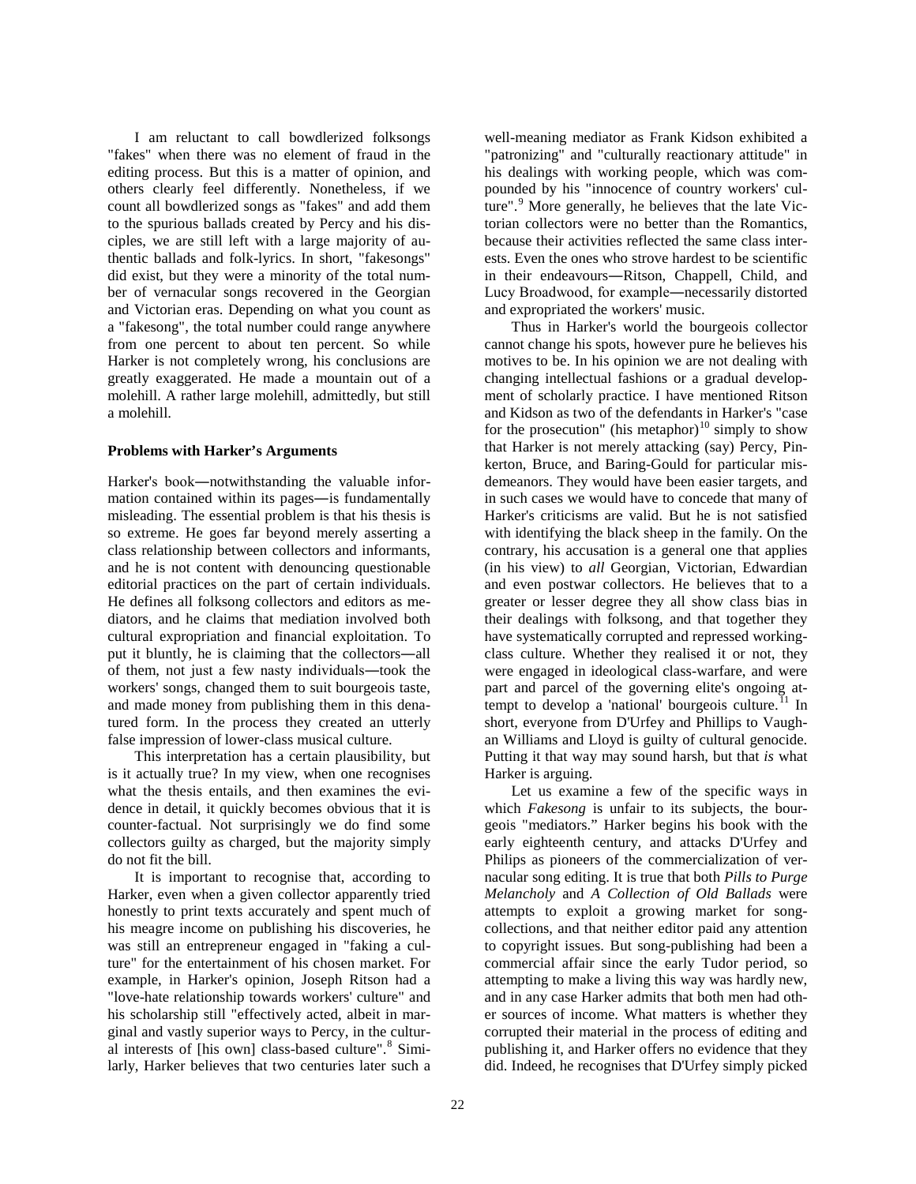I am reluctant to call bowdlerized folksongs "fakes" when there was no element of fraud in the editing process. But this is a matter of opinion, and others clearly feel differently. Nonetheless, if we count all bowdlerized songs as "fakes" and add them to the spurious ballads created by Percy and his disciples, we are still left with a large majority of authentic ballads and folk-lyrics. In short, "fakesongs" did exist, but they were a minority of the total number of vernacular songs recovered in the Georgian and Victorian eras. Depending on what you count as a "fakesong", the total number could range anywhere from one percent to about ten percent. So while Harker is not completely wrong, his conclusions are greatly exaggerated. He made a mountain out of a molehill. A rather large molehill, admittedly, but still a molehill.

**Problems with Harker's Arguments**

Harker's book―notwithstanding the valuable information contained within its pages―is fundamentally misleading. The essential problem is that his thesis is so extreme. He goes far beyond merely asserting a class relationship between collectors and informants, and he is not content with denouncing questionable editorial practices on the part of certain individuals. He defines all folksong collectors and editors as mediators, and he claims that mediation involved both cultural expropriation and financial exploitation. To put it bluntly, he is claiming that the collectors―all of them, not just a few nasty individuals―took the workers' songs, changed them to suit bourgeois taste, and made money from publishing them in this denatured form. In the process they created an utterly false impression of lower-class musical culture.

This interpretation has a certain plausibility, but is it actually true? In my view, when one recognises what the thesis entails, and then examines the evidence in detail, it quickly becomes obvious that it is counter-factual. Not surprisingly we do find some collectors guilty as charged, but the majority simply do not fit the bill.

It is important to recognise that, according to Harker, even when a given collector apparently tried honestly to print texts accurately and spent much of his meagre income on publishing his discoveries, he was still an entrepreneur engaged in "faking a culture" for the entertainment of his chosen market. For example, in Harker's opinion, Joseph Ritson had a "love-hate relationship towards workers' culture" and his scholarship still "effectively acted, albeit in marginal and vastly superior ways to Percy, in the cultural interests of [his own] class-based culture".[8] Similarly, Harker believes that two centuries later such a well-meaning mediator as Frank Kidson exhibited a "patronizing" and "culturally reactionary attitude" in his dealings with working people, which was compounded by his "innocence of country workers' culture".[9] More generally, he believes that the late Victorian collectors were no better than the Romantics, because their activities reflected the same class interests. Even the ones who strove hardest to be scientific in their endeavours―Ritson, Chappell, Child, and Lucy Broadwood, for example―necessarily distorted and expropriated the workers' music.

Thus in Harker's world the bourgeois collector cannot change his spots, however pure he believes his motives to be. In his opinion we are not dealing with changing intellectual fashions or a gradual development of scholarly practice. I have mentioned Ritson and Kidson as two of the defendants in Harker's "case for the prosecution" (his metaphor)[10] simply to show that Harker is not merely attacking (say) Percy, Pinkerton, Bruce, and Baring-Gould for particular misdemeanors. They would have been easier targets, and in such cases we would have to concede that many of Harker's criticisms are valid. But he is not satisfied with identifying the black sheep in the family. On the contrary, his accusation is a general one that applies (in his view) to *all* Georgian, Victorian, Edwardian and even postwar collectors. He believes that to a greater or lesser degree they all show class bias in their dealings with folksong, and that together they have systematically corrupted and repressed working-class culture. Whether they realised it or not, they were engaged in ideological class-warfare, and were part and parcel of the governing elite's ongoing attempt to develop a 'national' bourgeois culture.[11] In short, everyone from D'Urfey and Phillips to Vaughan Williams and Lloyd is guilty of cultural genocide. Putting it that way may sound harsh, but that *is* what Harker is arguing.

Let us examine a few of the specific ways in which *Fakesong* is unfair to its subjects, the bourgeois "mediators." Harker begins his book with the early eighteenth century, and attacks D'Urfey and Philips as pioneers of the commercialization of vernacular song editing. It is true that both *Pills to Purge Melancholy* and *A Collection of Old Ballads* were attempts to exploit a growing market for song-collections, and that neither editor paid any attention to copyright issues. But song-publishing had been a commercial affair since the early Tudor period, so attempting to make a living this way was hardly new, and in any case Harker admits that both men had other sources of income. What matters is whether they corrupted their material in the process of editing and publishing it, and Harker offers no evidence that they did. Indeed, he recognises that D'Urfey simply picked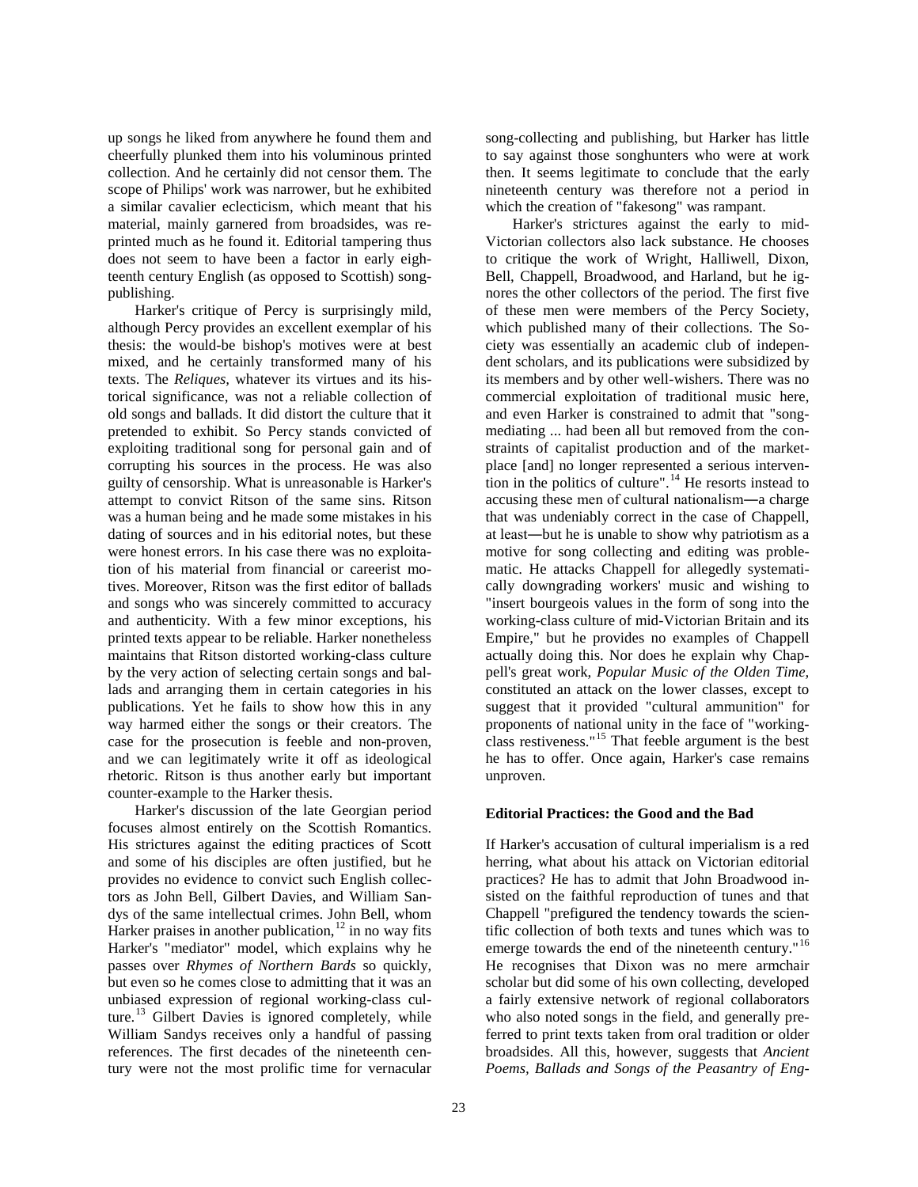up songs he liked from anywhere he found them and cheerfully plunked them into his voluminous printed collection. And he certainly did not censor them. The scope of Philips' work was narrower, but he exhibited a similar cavalier eclecticism, which meant that his material, mainly garnered from broadsides, was reprinted much as he found it. Editorial tampering thus does not seem to have been a factor in early eighteenth century English (as opposed to Scottish) song-publishing.

Harker's critique of Percy is surprisingly mild, although Percy provides an excellent exemplar of his thesis: the would-be bishop's motives were at best mixed, and he certainly transformed many of his texts. The *Reliques*, whatever its virtues and its historical significance, was not a reliable collection of old songs and ballads. It did distort the culture that it pretended to exhibit. So Percy stands convicted of exploiting traditional song for personal gain and of corrupting his sources in the process. He was also guilty of censorship. What is unreasonable is Harker's attempt to convict Ritson of the same sins. Ritson was a human being and he made some mistakes in his dating of sources and in his editorial notes, but these were honest errors. In his case there was no exploitation of his material from financial or careerist motives. Moreover, Ritson was the first editor of ballads and songs who was sincerely committed to accuracy and authenticity. With a few minor exceptions, his printed texts appear to be reliable. Harker nonetheless maintains that Ritson distorted working-class culture by the very action of selecting certain songs and ballads and arranging them in certain categories in his publications. Yet he fails to show how this in any way harmed either the songs or their creators. The case for the prosecution is feeble and non-proven, and we can legitimately write it off as ideological rhetoric. Ritson is thus another early but important counter-example to the Harker thesis.

Harker's discussion of the late Georgian period focuses almost entirely on the Scottish Romantics. His strictures against the editing practices of Scott and some of his disciples are often justified, but he provides no evidence to convict such English collectors as John Bell, Gilbert Davies, and William Sandys of the same intellectual crimes. John Bell, whom Harker praises in another publication,[12] in no way fits Harker's "mediator" model, which explains why he passes over *Rhymes of Northern Bards* so quickly, but even so he comes close to admitting that it was an unbiased expression of regional working-class culture.[13] Gilbert Davies is ignored completely, while William Sandys receives only a handful of passing references. The first decades of the nineteenth century were not the most prolific time for vernacular song-collecting and publishing, but Harker has little to say against those songhunters who were at work then. It seems legitimate to conclude that the early nineteenth century was therefore not a period in which the creation of "fakesong" was rampant.

Harker's strictures against the early to mid-Victorian collectors also lack substance. He chooses to critique the work of Wright, Halliwell, Dixon, Bell, Chappell, Broadwood, and Harland, but he ignores the other collectors of the period. The first five of these men were members of the Percy Society, which published many of their collections. The Society was essentially an academic club of independent scholars, and its publications were subsidized by its members and by other well-wishers. There was no commercial exploitation of traditional music here, and even Harker is constrained to admit that "song-mediating ... had been all but removed from the constraints of capitalist production and of the marketplace [and] no longer represented a serious intervention in the politics of culture".[14] He resorts instead to accusing these men of cultural nationalism—a charge that was undeniably correct in the case of Chappell, at least—but he is unable to show why patriotism as a motive for song collecting and editing was problematic. He attacks Chappell for allegedly systematically downgrading workers' music and wishing to "insert bourgeois values in the form of song into the working-class culture of mid-Victorian Britain and its Empire," but he provides no examples of Chappell actually doing this. Nor does he explain why Chappell's great work, *Popular Music of the Olden Time*, constituted an attack on the lower classes, except to suggest that it provided "cultural ammunition" for proponents of national unity in the face of "working-class restiveness."[15] That feeble argument is the best he has to offer. Once again, Harker's case remains unproven.

### Editorial Practices: the Good and the Bad

If Harker's accusation of cultural imperialism is a red herring, what about his attack on Victorian editorial practices? He has to admit that John Broadwood insisted on the faithful reproduction of tunes and that Chappell "prefigured the tendency towards the scientific collection of both texts and tunes which was to emerge towards the end of the nineteenth century."[16] He recognises that Dixon was no mere armchair scholar but did some of his own collecting, developed a fairly extensive network of regional collaborators who also noted songs in the field, and generally preferred to print texts taken from oral tradition or older broadsides. All this, however, suggests that *Ancient Poems, Ballads and Songs of the Peasantry of Eng-*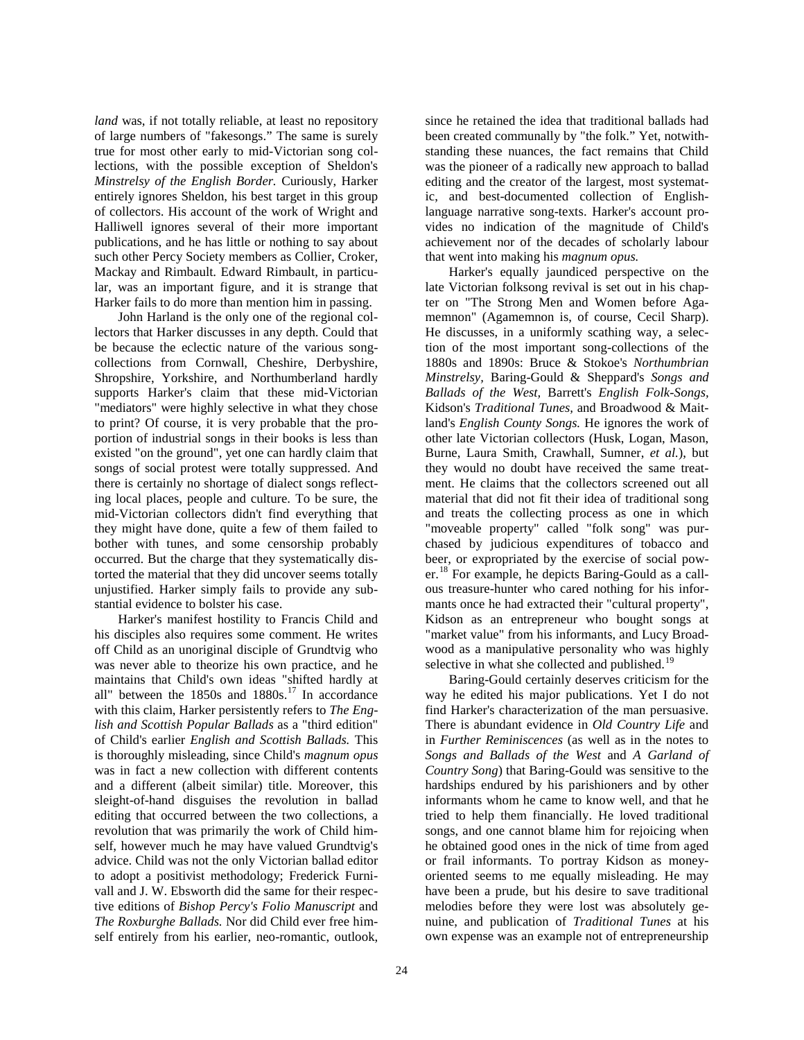*land* was, if not totally reliable, at least no repository of large numbers of "fakesongs." The same is surely true for most other early to mid-Victorian song collections, with the possible exception of Sheldon's *Minstrelsy of the English Border.* Curiously, Harker entirely ignores Sheldon, his best target in this group of collectors. His account of the work of Wright and Halliwell ignores several of their more important publications, and he has little or nothing to say about such other Percy Society members as Collier, Croker, Mackay and Rimbault. Edward Rimbault, in particular, was an important figure, and it is strange that Harker fails to do more than mention him in passing.

John Harland is the only one of the regional collectors that Harker discusses in any depth. Could that be because the eclectic nature of the various song-collections from Cornwall, Cheshire, Derbyshire, Shropshire, Yorkshire, and Northumberland hardly supports Harker's claim that these mid-Victorian "mediators" were highly selective in what they chose to print? Of course, it is very probable that the proportion of industrial songs in their books is less than existed "on the ground", yet one can hardly claim that songs of social protest were totally suppressed. And there is certainly no shortage of dialect songs reflecting local places, people and culture. To be sure, the mid-Victorian collectors didn't find everything that they might have done, quite a few of them failed to bother with tunes, and some censorship probably occurred. But the charge that they systematically distorted the material that they did uncover seems totally unjustified. Harker simply fails to provide any substantial evidence to bolster his case.

Harker's manifest hostility to Francis Child and his disciples also requires some comment. He writes off Child as an unoriginal disciple of Grundtvig who was never able to theorize his own practice, and he maintains that Child's own ideas "shifted hardly at all" between the 1850s and 1880s.[17] In accordance with this claim, Harker persistently refers to *The English and Scottish Popular Ballads* as a "third edition" of Child's earlier *English and Scottish Ballads.* This is thoroughly misleading, since Child's *magnum opus* was in fact a new collection with different contents and a different (albeit similar) title. Moreover, this sleight-of-hand disguises the revolution in ballad editing that occurred between the two collections, a revolution that was primarily the work of Child himself, however much he may have valued Grundtvig's advice. Child was not the only Victorian ballad editor to adopt a positivist methodology; Frederick Furnivall and J. W. Ebsworth did the same for their respective editions of *Bishop Percy's Folio Manuscript* and *The Roxburghe Ballads.* Nor did Child ever free himself entirely from his earlier, neo-romantic, outlook, since he retained the idea that traditional ballads had been created communally by "the folk." Yet, notwithstanding these nuances, the fact remains that Child was the pioneer of a radically new approach to ballad editing and the creator of the largest, most systematic, and best-documented collection of English-language narrative song-texts. Harker's account provides no indication of the magnitude of Child's achievement nor of the decades of scholarly labour that went into making his *magnum opus.*

Harker's equally jaundiced perspective on the late Victorian folksong revival is set out in his chapter on "The Strong Men and Women before Agamemnon" (Agamemnon is, of course, Cecil Sharp). He discusses, in a uniformly scathing way, a selection of the most important song-collections of the 1880s and 1890s: Bruce & Stokoe's *Northumbrian Minstrelsy,* Baring-Gould & Sheppard's *Songs and Ballads of the West,* Barrett's *English Folk-Songs,* Kidson's *Traditional Tunes,* and Broadwood & Maitland's *English County Songs.* He ignores the work of other late Victorian collectors (Husk, Logan, Mason, Burne, Laura Smith, Crawhall, Sumner, *et al.*), but they would no doubt have received the same treatment. He claims that the collectors screened out all material that did not fit their idea of traditional song and treats the collecting process as one in which "moveable property" called "folk song" was purchased by judicious expenditures of tobacco and beer, or expropriated by the exercise of social power.[18] For example, he depicts Baring-Gould as a callous treasure-hunter who cared nothing for his informants once he had extracted their "cultural property", Kidson as an entrepreneur who bought songs at "market value" from his informants, and Lucy Broadwood as a manipulative personality who was highly selective in what she collected and published.[19]

Baring-Gould certainly deserves criticism for the way he edited his major publications. Yet I do not find Harker's characterization of the man persuasive. There is abundant evidence in *Old Country Life* and in *Further Reminiscences* (as well as in the notes to *Songs and Ballads of the West* and *A Garland of Country Song*) that Baring-Gould was sensitive to the hardships endured by his parishioners and by other informants whom he came to know well, and that he tried to help them financially. He loved traditional songs, and one cannot blame him for rejoicing when he obtained good ones in the nick of time from aged or frail informants. To portray Kidson as money-oriented seems to me equally misleading. He may have been a prude, but his desire to save traditional melodies before they were lost was absolutely genuine, and publication of *Traditional Tunes* at his own expense was an example not of entrepreneurship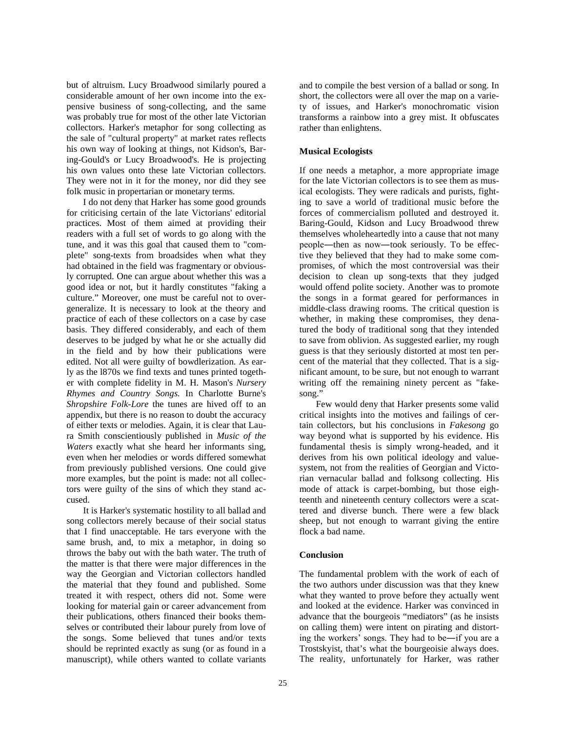but of altruism. Lucy Broadwood similarly poured a considerable amount of her own income into the expensive business of song-collecting, and the same was probably true for most of the other late Victorian collectors. Harker's metaphor for song collecting as the sale of "cultural property" at market rates reflects his own way of looking at things, not Kidson's, Baring-Gould's or Lucy Broadwood's. He is projecting his own values onto these late Victorian collectors. They were not in it for the money, nor did they see folk music in propertarian or monetary terms.

I do not deny that Harker has some good grounds for criticising certain of the late Victorians' editorial practices. Most of them aimed at providing their readers with a full set of words to go along with the tune, and it was this goal that caused them to "complete" song-texts from broadsides when what they had obtained in the field was fragmentary or obviously corrupted. One can argue about whether this was a good idea or not, but it hardly constitutes "faking a culture." Moreover, one must be careful not to overgeneralize. It is necessary to look at the theory and practice of each of these collectors on a case by case basis. They differed considerably, and each of them deserves to be judged by what he or she actually did in the field and by how their publications were edited. Not all were guilty of bowdlerization. As early as the l870s we find texts and tunes printed together with complete fidelity in M. H. Mason's *Nursery Rhymes and Country Songs.* In Charlotte Burne's *Shropshire Folk-Lore* the tunes are hived off to an appendix, but there is no reason to doubt the accuracy of either texts or melodies. Again, it is clear that Laura Smith conscientiously published in *Music of the Waters* exactly what she heard her informants sing, even when her melodies or words differed somewhat from previously published versions. One could give more examples, but the point is made: not all collectors were guilty of the sins of which they stand accused.

It is Harker's systematic hostility to all ballad and song collectors merely because of their social status that I find unacceptable. He tars everyone with the same brush, and, to mix a metaphor, in doing so throws the baby out with the bath water. The truth of the matter is that there were major differences in the way the Georgian and Victorian collectors handled the material that they found and published. Some treated it with respect, others did not. Some were looking for material gain or career advancement from their publications, others financed their books themselves or contributed their labour purely from love of the songs. Some believed that tunes and/or texts should be reprinted exactly as sung (or as found in a manuscript), while others wanted to collate variants and to compile the best version of a ballad or song. In short, the collectors were all over the map on a variety of issues, and Harker's monochromatic vision transforms a rainbow into a grey mist. It obfuscates rather than enlightens.

**Musical Ecologists**

If one needs a metaphor, a more appropriate image for the late Victorian collectors is to see them as musical ecologists. They were radicals and purists, fighting to save a world of traditional music before the forces of commercialism polluted and destroyed it. Baring-Gould, Kidson and Lucy Broadwood threw themselves wholeheartedly into a cause that not many people―then as now―took seriously. To be effective they believed that they had to make some compromises, of which the most controversial was their decision to clean up song-texts that they judged would offend polite society. Another was to promote the songs in a format geared for performances in middle-class drawing rooms. The critical question is whether, in making these compromises, they denatured the body of traditional song that they intended to save from oblivion. As suggested earlier, my rough guess is that they seriously distorted at most ten percent of the material that they collected. That is a significant amount, to be sure, but not enough to warrant writing off the remaining ninety percent as "fakesong."

Few would deny that Harker presents some valid critical insights into the motives and failings of certain collectors, but his conclusions in *Fakesong* go way beyond what is supported by his evidence. His fundamental thesis is simply wrong-headed, and it derives from his own political ideology and value-system, not from the realities of Georgian and Victorian vernacular ballad and folksong collecting. His mode of attack is carpet-bombing, but those eighteenth and nineteenth century collectors were a scattered and diverse bunch. There were a few black sheep, but not enough to warrant giving the entire flock a bad name.

**Conclusion**

The fundamental problem with the work of each of the two authors under discussion was that they knew what they wanted to prove before they actually went and looked at the evidence. Harker was convinced in advance that the bourgeois "mediators" (as he insists on calling them) were intent on pirating and distorting the workers' songs. They had to be―if you are a Trostskyist, that's what the bourgeoisie always does. The reality, unfortunately for Harker, was rather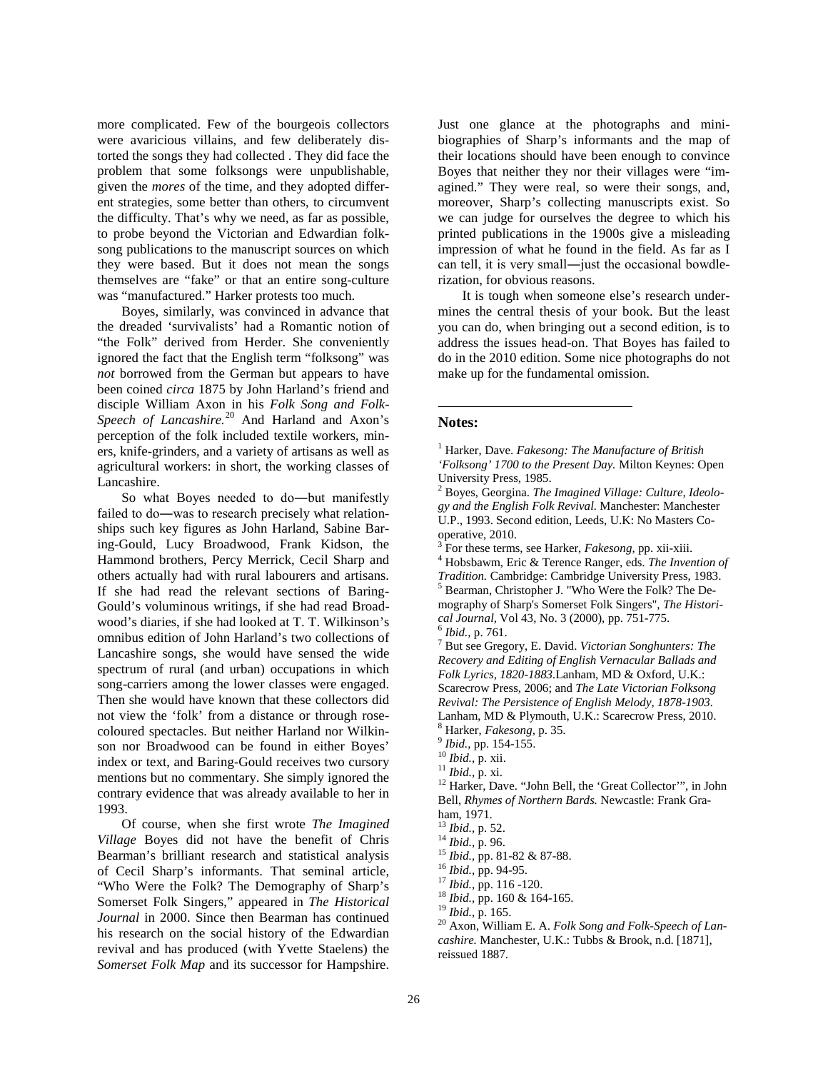more complicated. Few of the bourgeois collectors were avaricious villains, and few deliberately distorted the songs they had collected . They did face the problem that some folksongs were unpublishable, given the *mores* of the time, and they adopted different strategies, some better than others, to circumvent the difficulty. That's why we need, as far as possible, to probe beyond the Victorian and Edwardian folksong publications to the manuscript sources on which they were based. But it does not mean the songs themselves are "fake" or that an entire song-culture was "manufactured." Harker protests too much.

Boyes, similarly, was convinced in advance that the dreaded 'survivalists' had a Romantic notion of "the Folk" derived from Herder. She conveniently ignored the fact that the English term "folksong" was *not* borrowed from the German but appears to have been coined *circa* 1875 by John Harland's friend and disciple William Axon in his *Folk Song and Folk-Speech of Lancashire.*[20] And Harland and Axon's perception of the folk included textile workers, miners, knife-grinders, and a variety of artisans as well as agricultural workers: in short, the working classes of Lancashire.

So what Boyes needed to do—but manifestly failed to do—was to research precisely what relationships such key figures as John Harland, Sabine Baring-Gould, Lucy Broadwood, Frank Kidson, the Hammond brothers, Percy Merrick, Cecil Sharp and others actually had with rural labourers and artisans. If she had read the relevant sections of Baring-Gould's voluminous writings, if she had read Broadwood's diaries, if she had looked at T. T. Wilkinson's omnibus edition of John Harland's two collections of Lancashire songs, she would have sensed the wide spectrum of rural (and urban) occupations in which song-carriers among the lower classes were engaged. Then she would have known that these collectors did not view the 'folk' from a distance or through rose-coloured spectacles. But neither Harland nor Wilkinson nor Broadwood can be found in either Boyes' index or text, and Baring-Gould receives two cursory mentions but no commentary. She simply ignored the contrary evidence that was already available to her in 1993.

Of course, when she first wrote *The Imagined Village* Boyes did not have the benefit of Chris Bearman's brilliant research and statistical analysis of Cecil Sharp's informants. That seminal article, "Who Were the Folk? The Demography of Sharp's Somerset Folk Singers," appeared in *The Historical Journal* in 2000. Since then Bearman has continued his research on the social history of the Edwardian revival and has produced (with Yvette Staelens) the *Somerset Folk Map* and its successor for Hampshire. Just one glance at the photographs and mini-biographies of Sharp's informants and the map of their locations should have been enough to convince Boyes that neither they nor their villages were "imagined." They were real, so were their songs, and, moreover, Sharp's collecting manuscripts exist. So we can judge for ourselves the degree to which his printed publications in the 1900s give a misleading impression of what he found in the field. As far as I can tell, it is very small—just the occasional bowdlerization, for obvious reasons.

It is tough when someone else's research undermines the central thesis of your book. But the least you can do, when bringing out a second edition, is to address the issues head-on. That Boyes has failed to do in the 2010 edition. Some nice photographs do not make up for the fundamental omission.

---

### Notes:

[1] Harker, Dave. *Fakesong: The Manufacture of British 'Folksong' 1700 to the Present Day.* Milton Keynes: Open University Press, 1985.

[2] Boyes, Georgina. *The Imagined Village: Culture, Ideology and the English Folk Revival.* Manchester: Manchester U.P., 1993. Second edition, Leeds, U.K: No Masters Co-operative, 2010.

[3] For these terms, see Harker, *Fakesong,* pp. xii-xiii.

[4] Hobsbawm, Eric & Terence Ranger, eds. *The Invention of Tradition.* Cambridge: Cambridge University Press, 1983.

[5] Bearman, Christopher J. "Who Were the Folk? The Demography of Sharp's Somerset Folk Singers", *The Historical Journal,* Vol 43, No. 3 (2000), pp. 751-775.

[6] *Ibid.*, p. 761.

[7] But see Gregory, E. David. *Victorian Songhunters: The Recovery and Editing of English Vernacular Ballads and Folk Lyrics, 1820-1883.*Lanham, MD & Oxford, U.K.: Scarecrow Press, 2006; and *The Late Victorian Folksong Revival: The Persistence of English Melody, 1878-1903.* Lanham, MD & Plymouth, U.K.: Scarecrow Press, 2010.

[8] Harker, *Fakesong,* p. 35.

[9] *Ibid.*, pp. 154-155.

[10] *Ibid.*, p. xii.

[11] *Ibid.*, p. xi.

[12] Harker, Dave. "John Bell, the 'Great Collector'", in John Bell, *Rhymes of Northern Bards.* Newcastle: Frank Graham, 1971.

[13] *Ibid.*, p. 52.

[14] *Ibid.*, p. 96.

[15] *Ibid.*, pp. 81-82 & 87-88.

[16] *Ibid.*, pp. 94-95.

[17] *Ibid.*, pp. 116 -120.

[18] *Ibid.*, pp. 160 & 164-165.

[19] *Ibid.*, p. 165.

[20] Axon, William E. A. *Folk Song and Folk-Speech of Lancashire.* Manchester, U.K.: Tubbs & Brook, n.d. [1871], reissued 1887.